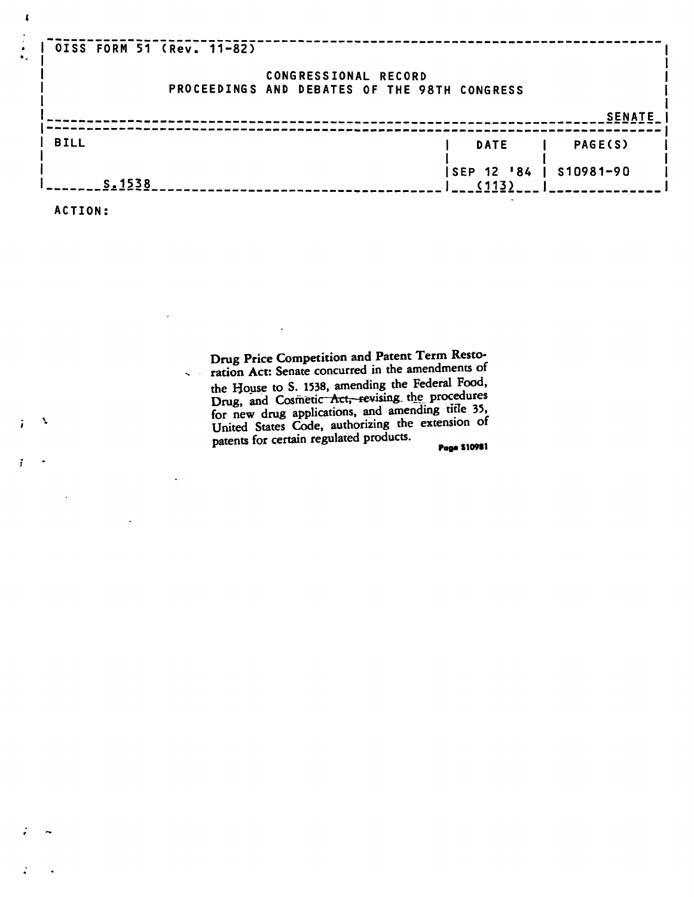OISS FORM 51 (Rev. 11-82)

CONGRESSIONAL RECORD
PROCEEDINGS AND DEBATES OF THE 98TH CONGRESS

SENATE

| BILL | DATE | PAGE(S) |
|---|---|---|
| S.1538 | SEP 12 '84 (113) | S10981-90 |

ACTION:

**Drug Price Competition and Patent Term Restoration Act:** Senate concurred in the amendments of the House to S. 1538, amending the Federal Food, Drug, and Cosmetic Act, revising the procedures for new drug applications, and amending title 35, United States Code, authorizing the extension of patents for certain regulated products.

Page S10981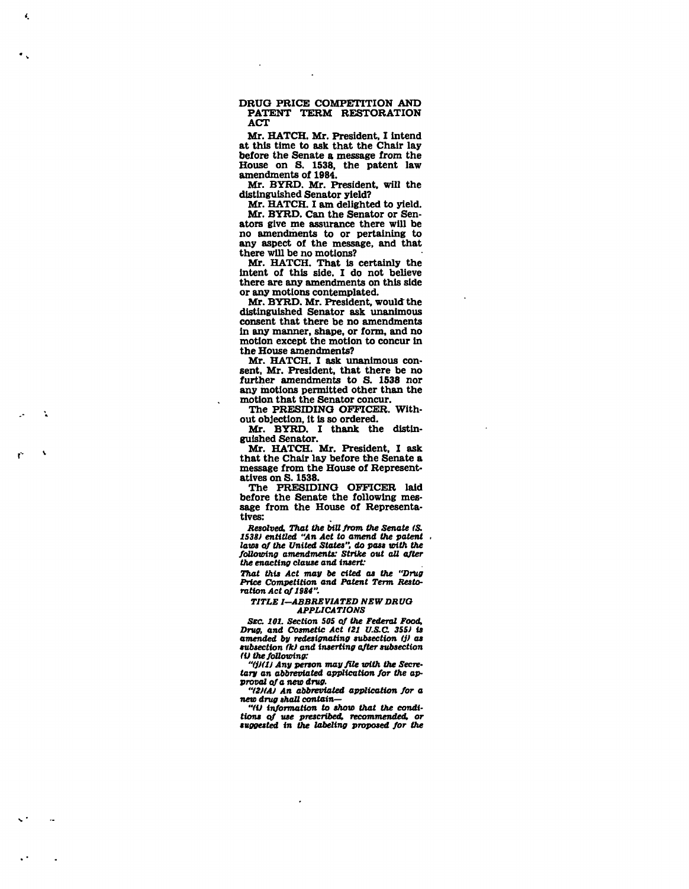## DRUG PRICE COMPETITION AND PATENT TERM RESTORATION ACT

Mr. HATCH. Mr. President, I intend at this time to ask that the Chair lay before the Senate a message from the House on S. 1538, the patent law amendments of 1984.

Mr. BYRD. Mr. President, will the distinguished Senator yield?

Mr. HATCH. I am delighted to yield.

Mr. BYRD. Can the Senator or Senators give me assurance there will be no amendments to or pertaining to any aspect of the message, and that there will be no motions?

Mr. HATCH. That is certainly the intent of this side. I do not believe there are any amendments on this side or any motions contemplated.

Mr. BYRD. Mr. President, would the distinguished Senator ask unanimous consent that there be no amendments in any manner, shape, or form, and no motion except the motion to concur in the House amendments?

Mr. HATCH. I ask unanimous consent, Mr. President, that there be no further amendments to S. 1538 nor any motions permitted other than the motion that the Senator concur.

The PRESIDING OFFICER. Without objection, it is so ordered.

Mr. BYRD. I thank the distinguished Senator.

Mr. HATCH. Mr. President, I ask that the Chair lay before the Senate a message from the House of Representatives on S. 1538.

The PRESIDING OFFICER laid before the Senate the following message from the House of Representatives:

*Resolved, That the bill from the Senate (S. 1538) entitled "An Act to amend the patent laws of the United States", do pass with the following amendments: Strike out all after the enacting clause and insert:*

*That this Act may be cited as the "Drug Price Competition and Patent Term Restoration Act of 1984".*

*TITLE I—ABBREVIATED NEW DRUG APPLICATIONS*

*SEC. 101. Section 505 of the Federal Food, Drug, and Cosmetic Act (21 U.S.C. 355) is amended by redesignating subsection (j) as subsection (k) and inserting after subsection (i) the following:*

*"(j)(1) Any person may file with the Secretary an abbreviated application for the approval of a new drug.*

*"(2)(A) An abbreviated application for a new drug shall contain—*

*"(i) information to show that the conditions of use prescribed, recommended, or suggested in the labeling proposed for the*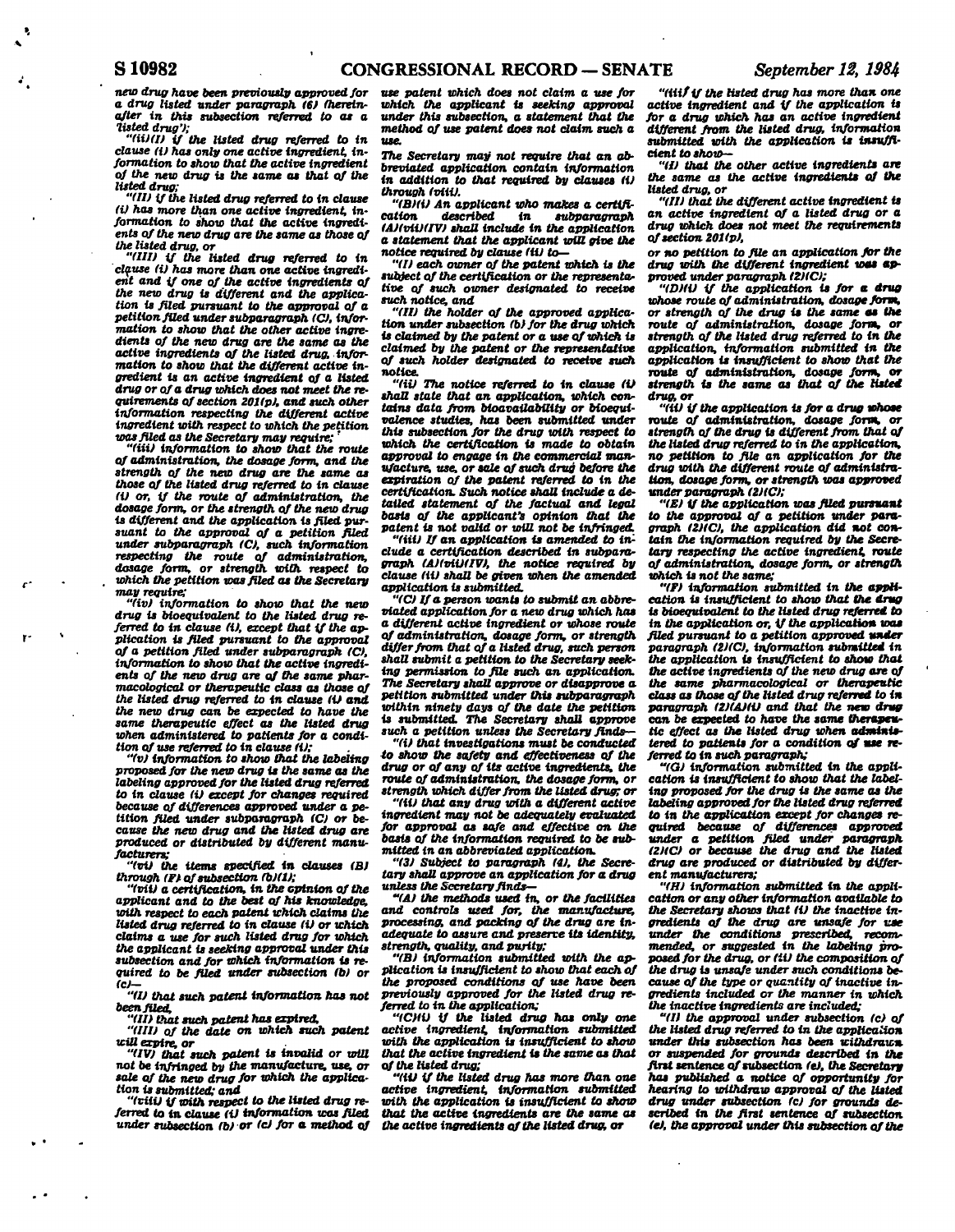new drug have been previously approved for a drug listed under paragraph (6) (hereinafter in this subsection referred to as a 'listed drug');

"(ii)(I) if the listed drug referred to in clause (i) has only one active ingredient, information to show that the active ingredient of the new drug is the same as that of the listed drug;

"(II) if the listed drug referred to in clause (i) has more than one active ingredient, information to show that the active ingredients of the new drug are the same as those of the listed drug, or

"(III) if the listed drug referred to in clause (i) has more than one active ingredient and if one of the active ingredients of the new drug is different and the application is filed pursuant to the approval of a petition filed under subparagraph (C), information to show that the other active ingredients of the new drug are the same as the active ingredients of the listed drug, information to show that the different active ingredient is an active ingredient of a listed drug or of a drug which does not meet the requirements of section 201(p), and such other information respecting the different active ingredient with respect to which the petition was filed as the Secretary may require;

"(iii) information to show that the route of administration, the dosage form, and the strength of the new drug are the same as those of the listed drug referred to in clause (i) or, if the route of administration, the dosage form, or the strength of the new drug is different and the application is filed pursuant to the approval of a petition filed under subparagraph (C), such information respecting the route of administration, dosage form, or strength with respect to which the petition was filed as the Secretary may require;

"(iv) information to show that the new drug is bioequivalent to the listed drug referred to in clause (i), except that if the application is filed pursuant to the approval of a petition filed under subparagraph (C), information to show that the active ingredients of the new drug are of the same pharmacological or therapeutic class as those of the listed drug referred to in clause (i) and the new drug can be expected to have the same therapeutic effect as the listed drug when administered to patients for a condition of use referred to in clause (i);

"(v) information to show that the labeling proposed for the new drug is the same as the labeling approved for the listed drug referred to in clause (i) except for changes required because of differences approved under a petition filed under subparagraph (C) or because the new drug and the listed drug are produced or distributed by different manufacturers;

"(vi) the items specified in clauses (B) through (F) of subsection (b)(1);

"(vii) a certification, in the opinion of the applicant and to the best of his knowledge, with respect to each patent which claims the listed drug referred to in clause (i) or which claims a use for such listed drug for which the applicant is seeking approval under this subsection and for which information is required to be filed under subsection (b) or (c)—

"(I) that such patent information has not been filed,

"(II) that such patent has expired,

"(III) of the date on which such patent will expire, or

"(IV) that such patent is invalid or will not be infringed by the manufacture, use, or sale of the new drug for which the application is submitted; and

"(viii) if with respect to the listed drug referred to in clause (i) information was filed under subsection (b) or (c) for a method of use patent which does not claim a use for which the applicant is seeking approval under this subsection, a statement that the method of use patent does not claim such a use.

The Secretary may not require that an abbreviated application contain information in addition to that required by clauses (i) through (viii).

"(B)(i) An applicant who makes a certification described in subparagraph (A)(vii)(IV) shall include in the application a statement that the applicant will give the notice required by clause (ii) to—

"(I) each owner of the patent which is the subject of the certification or the representative of such owner designated to receive such notice, and

"(II) the holder of the approved application under subsection (b) for the drug which is claimed by the patent or a use of which is claimed by the patent or the representative of such holder designated to receive such notice.

"(ii) The notice referred to in clause (i) shall state that an application, which contains data from bioavailability or bioequivalence studies, has been submitted under this subsection for the drug with respect to which the certification is made to obtain approval to engage in the commercial manufacture, use, or sale of such drug before the expiration of the patent referred to in the certification. Such notice shall include a detailed statement of the factual and legal basis of the applicant's opinion that the patent is not valid or will not be infringed.

"(iii) If an application is amended to include a certification described in subparagraph (A)(vii)(IV), the notice required by clause (ii) shall be given when the amended application is submitted.

"(C) If a person wants to submit an abbreviated application for a new drug which has a different active ingredient or whose route of administration, dosage form, or strength differ from that of a listed drug, such person shall submit a petition to the Secretary seeking permission to file such an application. The Secretary shall approve or disapprove a petition submitted under this subparagraph within ninety days of the date the petition is submitted. The Secretary shall approve such a petition unless the Secretary finds—

"(i) that investigations must be conducted to show the safety and effectiveness of the drug or of any of its active ingredients, the route of administration, the dosage form, or strength which differ from the listed drug; or

"(ii) that any drug with a different active ingredient may not be adequately evaluated for approval as safe and effective on the basis of the information required to be submitted in an abbreviated application.

"(3) Subject to paragraph (4), the Secretary shall approve an application for a drug unless the Secretary finds—

"(A) the methods used in, or the facilities and controls used for, the manufacture, processing, and packing of the drug are inadequate to assure and preserve its identity, strength, quality, and purity;

"(B) information submitted with the application is insufficient to show that each of the proposed conditions of use have been previously approved for the listed drug referred to in the application;

"(C)(i) if the listed drug has only one active ingredient, information submitted with the application is insufficient to show that the active ingredient is the same as that of the listed drug;

"(ii) if the listed drug has more than one active ingredient, information submitted with the application is insufficient to show that the active ingredients are the same as the active ingredients of the listed drug, or

"(iii) if the listed drug has more than one active ingredient and if the application is for a drug which has an active ingredient different from the listed drug, information submitted with the application is insufficient to show—

"(I) that the other active ingredients are the same as the active ingredients of the listed drug, or

"(II) that the different active ingredient is an active ingredient of a listed drug or a drug which does not meet the requirements of section 201(p),

or no petition to file an application for the drug with the different ingredient was approved under paragraph (2)(C);

"(D)(i) if the application is for a drug whose route of administration, dosage form, or strength of the drug is the same as the route of administration, dosage form, or strength of the listed drug referred to in the application, information submitted in the application is insufficient to show that the route of administration, dosage form, or strength is the same as that of the listed drug, or

"(ii) if the application is for a drug whose route of administration, dosage form, or strength of the drug is different from that of the listed drug referred to in the application, no petition to file an application for the drug with the different route of administration, dosage form, or strength was approved under paragraph (2)(C);

"(E) if the application was filed pursuant to the approval of a petition under paragraph (2)(C), the application did not contain the information required by the Secretary respecting the active ingredient, route of administration, dosage form, or strength which is not the same;

"(F) information submitted in the application is insufficient to show that the drug is bioequivalent to the listed drug referred to in the application or, if the application was filed pursuant to a petition approved under paragraph (2)(C), information submitted in the application is insufficient to show that the active ingredients of the new drug are of the same pharmacological or therapeutic class as those of the listed drug referred to in paragraph (2)(A)(i) and that the new drug can be expected to have the same therapeutic effect as the listed drug when administered to patients for a condition of use referred to in such paragraph;

"(G) information submitted in the application is insufficient to show that the labeling proposed for the drug is the same as the labeling approved for the listed drug referred to in the application except for changes required because of differences approved under a petition filed under paragraph (2)(C) or because the drug and the listed drug are produced or distributed by different manufacturers;

"(H) information submitted in the application or any other information available to the Secretary shows that (i) the inactive ingredients of the drug are unsafe for use under the conditions prescribed, recommended, or suggested in the labeling proposed for the drug, or (ii) the composition of the drug is unsafe under such conditions because of the type or quantity of inactive ingredients included or the manner in which the inactive ingredients are included;

"(I) the approval under subsection (c) of the listed drug referred to in the application under this subsection has been withdrawn or suspended for grounds described in the first sentence of subsection (e), the Secretary has published a notice of opportunity for hearing to withdraw approval of the listed drug under subsection (c) for grounds described in the first sentence of subsection (e), the approval under this subsection of the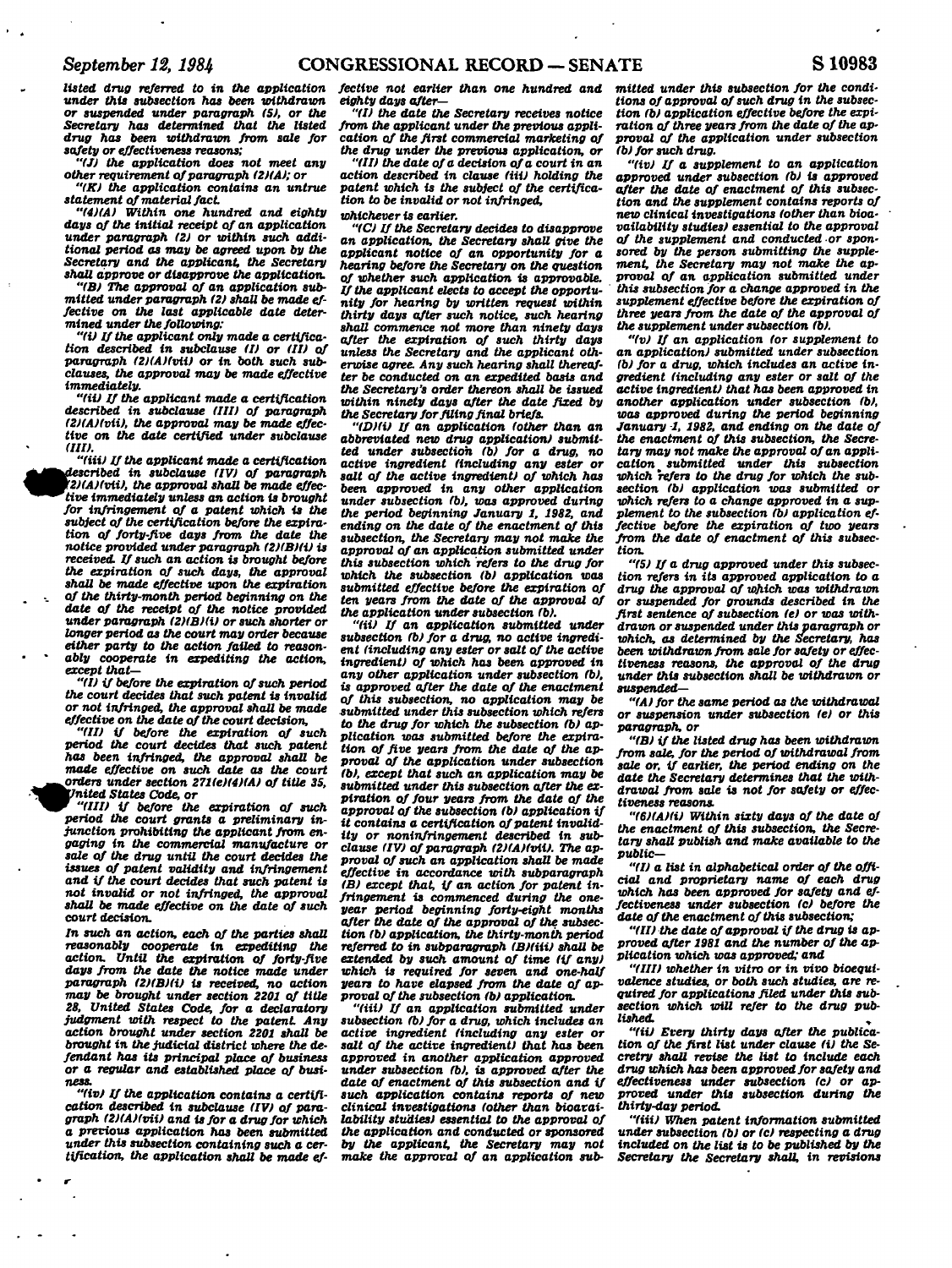listed drug referred to in the application under this subsection has been withdrawn or suspended under paragraph (5), or the Secretary has determined that the listed drug has been withdrawn from sale for safety or effectiveness reasons;

"(J) the application does not meet any other requirement of paragraph (2)(A); or

"(K) the application contains an untrue statement of material fact.

"(4)(A) Within one hundred and eighty days of the initial receipt of an application under paragraph (2) or within such additional period as may be agreed upon by the Secretary and the applicant, the Secretary shall approve or disapprove the application.

"(B) The approval of an application submitted under paragraph (2) shall be made effective on the last applicable date determined under the following:

"(i) If the applicant only made a certification described in subclause (I) or (II) of paragraph (2)(A)(vii) or in both such subclauses, the approval may be made effective immediately.

"(ii) If the applicant made a certification described in subclause (III) of paragraph (2)(A)(vii), the approval may be made effective on the date certified under subclause (III).

"(iii) If the applicant made a certification described in subclause (IV) of paragraph (2)(A)(vii), the approval shall be made effective immediately unless an action is brought for infringement of a patent which is the subject of the certification before the expiration of forty-five days from the date the notice provided under paragraph (2)(B)(i) is received. If such an action is brought before the expiration of such days, the approval shall be made effective upon the expiration of the thirty-month period beginning on the date of the receipt of the notice provided under paragraph (2)(B)(i) or such shorter or longer period as the court may order because either party to the action failed to reasonably cooperate in expediting the action, except that—

"(I) if before the expiration of such period the court decides that such patent is invalid or not infringed, the approval shall be made effective on the date of the court decision,

"(II) if before the expiration of such period the court decides that such patent has been infringed, the approval shall be made effective on such date as the court orders under section 271(e)(4)(A) of title 35, United States Code, or

"(III) if before the expiration of such period the court grants a preliminary injunction prohibiting the applicant from engaging in the commercial manufacture or sale of the drug until the court decides the issues of patent validity and infringement and if the court decides that such patent is not invalid or not infringed, the approval shall be made effective on the date of such court decision.

In such an action, each of the parties shall reasonably cooperate in expediting the action. Until the expiration of forty-five days from the date the notice made under paragraph (2)(B)(i) is received, no action may be brought under section 2201 of title 28, United States Code, for a declaratory judgment with respect to the patent. Any action brought under section 2201 shall be brought in the judicial district where the defendant has its principal place of business or a regular and established place of business.

"(iv) If the application contains a certification described in subclause (IV) of paragraph (2)(A)(vii) and is for a drug for which a previous application has been submitted under this subsection containing such a certification, the application shall be made effective not earlier than one hundred and eighty days after—

"(I) the date the Secretary receives notice from the applicant under the previous application of the first commercial marketing of the drug under the previous application, or

"(II) the date of a decision of a court in an action described in clause (iii) holding the patent which is the subject of the certification to be invalid or not infringed,

whichever is earlier.

"(C) If the Secretary decides to disapprove an application, the Secretary shall give the applicant notice of an opportunity for a hearing before the Secretary on the question of whether such application is approvable. If the applicant elects to accept the opportunity for hearing by written request within thirty days after such notice, such hearing shall commence not more than ninety days after the expiration of such thirty days unless the Secretary and the applicant otherwise agree. Any such hearing shall thereafter be conducted on an expedited basis and the Secretary's order thereon shall be issued within ninety days after the date fixed by the Secretary for filing final briefs.

"(D)(i) If an application (other than an abbreviated new drug application) submitted under subsection (b) for a drug, no active ingredient (including any ester or salt of the active ingredient) of which has been approved in any other application under subsection (b), was approved during the period beginning January 1, 1982, and ending on the date of the enactment of this subsection, the Secretary may not make the approval of an application submitted under this subsection which refers to the drug for which the subsection (b) application was submitted effective before the expiration of ten years from the date of the approval of the application under subsection (b).

"(ii) If an application submitted under subsection (b) for a drug, no active ingredient (including any ester or salt of the active ingredient) of which has been approved in any other application under subsection (b), is approved after the date of the enactment of this subsection, no application may be submitted under this subsection which refers to the drug for which the subsection (b) application was submitted before the expiration of five years from the date of the approval of the application under subsection (b), except that such an application may be submitted under this subsection after the expiration of four years from the date of the approval of the subsection (b) application if it contains a certification of patent invalidity or noninfringement described in subclause (IV) of paragraph (2)(A)(vii). The approval of such an application shall be made effective in accordance with subparagraph (B) except that, if an action for patent infringement is commenced during the one-year period beginning forty-eight months after the date of the approval of the subsection (b) application, the thirty-month period referred to in subparagraph (B)(iii) shall be extended by such amount of time (if any) which is required for seven and one-half years to have elapsed from the date of approval of the subsection (b) application.

"(iii) If an application submitted under subsection (b) for a drug, which includes an active ingredient (including any ester or salt of the active ingredient) that has been approved in another application approved under subsection (b), is approved after the date of enactment of this subsection and if such application contains reports of new clinical investigations (other than bioavailability studies) essential to the approval of the application and conducted or sponsored by the applicant, the Secretary may not make the approval of an application submitted under this subsection for the conditions of approval of such drug in the subsection (b) application effective before the expiration of three years from the date of the approval of the application under subsection (b) for such drug.

"(iv) If a supplement to an application approved under subsection (b) is approved after the date of enactment of this subsection and the supplement contains reports of new clinical investigations (other than bioavailability studies) essential to the approval of the supplement and conducted or sponsored by the person submitting the supplement, the Secretary may not make the approval of an application submitted under this subsection for a change approved in the supplement effective before the expiration of three years from the date of the approval of the supplement under subsection (b).

"(v) If an application (or supplement to an application) submitted under subsection (b) for a drug, which includes an active ingredient (including any ester or salt of the active ingredient) that has been approved in another application under subsection (b), was approved during the period beginning January 1, 1982, and ending on the date of the enactment of this subsection, the Secretary may not make the approval of an application submitted under this subsection which refers to the drug for which the subsection (b) application was submitted or which refers to a change approved in a supplement to the subsection (b) application effective before the expiration of two years from the date of enactment of this subsection.

"(5) If a drug approved under this subsection refers in its approved application to a drug the approval of which was withdrawn or suspended for grounds described in the first sentence of subsection (e) or was withdrawn or suspended under this paragraph or which, as determined by the Secretary, has been withdrawn from sale for safety or effectiveness reasons, the approval of the drug under this subsection shall be withdrawn or suspended—

"(A) for the same period as the withdrawal or suspension under subsection (e) or this paragraph, or

"(B) if the listed drug has been withdrawn from sale, for the period of withdrawal from sale or, if earlier, the period ending on the date the Secretary determines that the withdrawal from sale is not for safety or effectiveness reasons.

"(6)(A)(i) Within sixty days of the date of the enactment of this subsection, the Secretary shall publish and make available to the public—

"(I) a list in alphabetical order of the official and proprietary name of each drug which has been approved for safety and effectiveness under subsection (c) before the date of the enactment of this subsection;

"(II) the date of approval if the drug is approved after 1981 and the number of the application which was approved; and

"(III) whether in vitro or in vivo bioequivalence studies, or both such studies, are required for applications filed under this subsection which will refer to the drug published.

"(ii) Every thirty days after the publication of the first list under clause (i) the Secretary shall revise the list to include each drug which has been approved for safety and effectiveness under subsection (c) or approved under this subsection during the thirty-day period.

"(iii) When patent information submitted under subsection (b) or (c) respecting a drug included on the list is to be published by the Secretary the Secretary shall, in revisions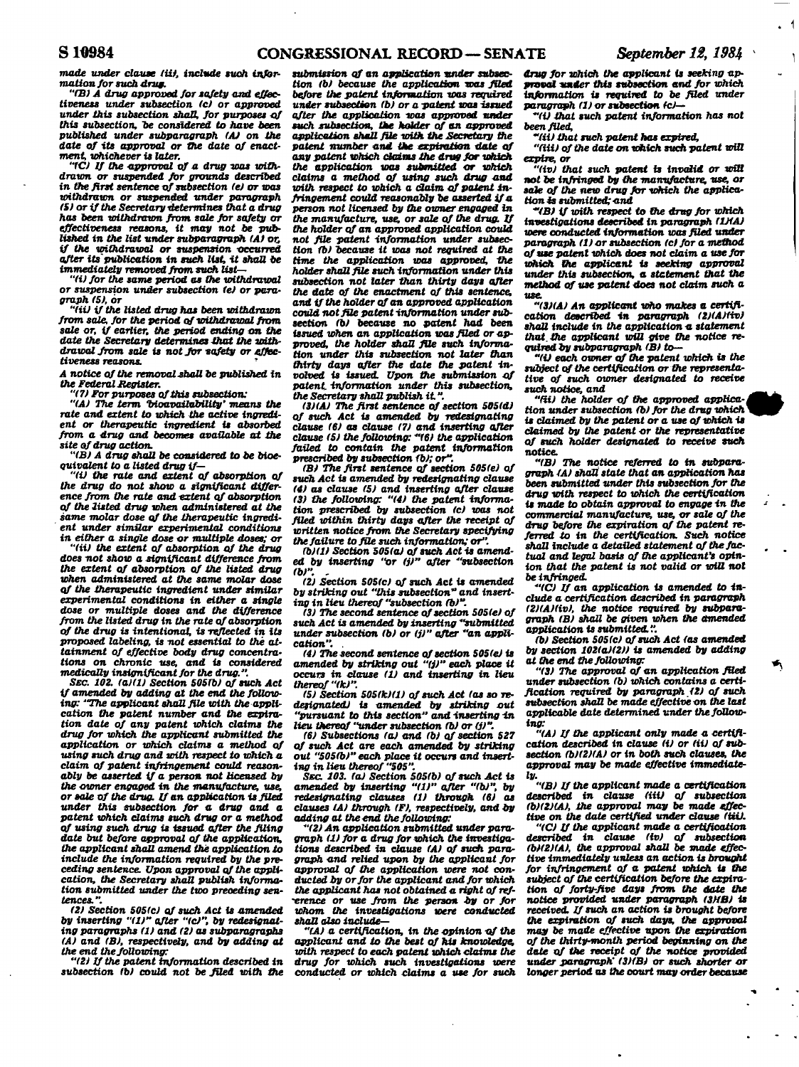made under clause (ii), include such information for such drug.

"(B) A drug approved for safety and effectiveness under subsection (c) or approved under this subsection shall, for purposes of this subsection, be considered to have been published under subparagraph (A) on the date of its approval or the date of enactment, whichever is later.

"(C) If the approval of a drug was withdrawn or suspended for grounds described in the first sentence of subsection (e) or was withdrawn or suspended under paragraph (5) or if the Secretary determines that a drug has been withdrawn from sale for safety or effectiveness reasons, it may not be published in the list under subparagraph (A) or, if the withdrawal or suspension occurred after its publication in such list, it shall be immediately removed from such list—

"(i) for the same period as the withdrawal or suspension under subsection (e) or paragraph (5), or

"(ii) if the listed drug has been withdrawn from sale, for the period of withdrawal from sale or, if earlier, the period ending on the date the Secretary determines that the withdrawal from sale is not for safety or effectiveness reasons.

A notice of the removal shall be published in the Federal Register.

"(7) For purposes of this subsection:

"(A) The term 'bioavailability' means the rate and extent to which the active ingredient or therapeutic ingredient is absorbed from a drug and becomes available at the site of drug action.

"(B) A drug shall be considered to be bioequivalent to a listed drug if—

"(i) the rate and extent of absorption of the drug do not show a significant difference from the rate and extent of absorption of the listed drug when administered at the same molar dose of the therapeutic ingredient under similar experimental conditions in either a single dose or multiple doses; or

"(ii) the extent of absorption of the drug does not show a significant difference from the extent of absorption of the listed drug when administered at the same molar dose of the therapeutic ingredient under similar experimental conditions in either a single dose or multiple doses and the difference from the listed drug in the rate of absorption of the drug is intentional, is reflected in its proposed labeling, is not essential to the attainment of effective body drug concentrations on chronic use, and is considered medically insignificant for the drug.".

SEC. 102. (a)(1) Section 505(b) of such Act is amended by adding at the end the following: "The applicant shall file with the application the patent number and the expiration date of any patent which claims the drug for which the applicant submitted the application or which claims a method of using such drug and with respect to which a claim of patent infringement could reasonably be asserted if a person not licensed by the owner engaged in the manufacture, use, or sale of the drug. If an application is filed under this subsection for a drug and a patent which claims such drug or a method of using such drug is issued after the filing date but before approval of the application, the applicant shall amend the application to include the information required by the preceding sentence. Upon approval of the application, the Secretary shall publish information submitted under the two preceding sentences.".

(2) Section 505(c) of such Act is amended by inserting "(1)" after "(c)", by redesignating paragraphs (1) and (2) as subparagraphs (A) and (B), respectively, and by adding at the end the following:

"(2) If the patent information described in subsection (b) could not be filed with the submission of an application under subsection (b) because the application was filed before the patent information was required under subsection (b) or a patent was issued after the application was approved under such subsection, the holder of an approved application shall file with the Secretary the patent number and the expiration date of any patent which claims the drug for which the application was submitted or which claims a method of using such drug and with respect to which a claim of patent infringement could reasonably be asserted if a person not licensed by the owner engaged in the manufacture, use, or sale of the drug. If the holder of an approved application could not file patent information under subsection (b) because it was not required at the time the application was approved, the holder shall file such information under this subsection not later than thirty days after the date of the enactment of this sentence, and if the holder of an approved application could not file patent information under subsection (b) because no patent had been issued when an application was filed or approved, the holder shall file such information under this subsection not later than thirty days after the date the patent involved is issued. Upon the submission of patent information under this subsection, the Secretary shall publish it.".

(3)(A) The first sentence of section 505(d) of such Act is amended by redesignating clause (6) as clause (7) and inserting after clause (5) the following: "(6) the application failed to contain the patent information prescribed by subsection (b); or".

(B) The first sentence of section 505(e) of such Act is amended by redesignating clause (4) as clause (5) and inserting after clause (3) the following: "(4) the patent information prescribed by subsection (c) was not filed within thirty days after the receipt of written notice from the Secretary specifying the failure to file such information; or".

(b)(1) Section 505(a) of such Act is amended by inserting "or (j)" after "subsection (b)".

(2) Section 505(c) of such Act is amended by striking out "this subsection" and inserting in lieu thereof "subsection (b)".

(3) The second sentence of section 505(e) of such Act is amended by inserting "submitted under subsection (b) or (j)" after "an application".

(4) The second sentence of section 505(e) is amended by striking out "(j)" each place it occurs in clause (1) and inserting in lieu thereof "(k)".

(5) Section 505(k)(1) of such Act (as so redesignated) is amended by striking out "pursuant to this section" and inserting in lieu thereof "under subsection (b) or (j)".

(6) Subsections (a) and (b) of section 527 of such Act are each amended by striking out "505(b)" each place it occurs and inserting in lieu thereof "505".

SEC. 103. (a) Section 505(b) of such Act is amended by inserting "(1)" after "(b)", by redesignating clauses (1) through (6) as clauses (A) through (F), respectively, and by adding at the end the following:

"(2) An application submitted under paragraph (1) for a drug for which the investigations described in clause (A) of such paragraph and relied upon by the applicant for approval of the application were not conducted by or for the applicant and for which the applicant has not obtained a right of reference or use from the person by or for whom the investigations were conducted shall also include—

"(A) a certification, in the opinion of the applicant and to the best of his knowledge, with respect to each patent which claims the drug for which such investigations were conducted or which claims a use for such drug for which the applicant is seeking approval under this subsection and for which information is required to be filed under paragraph (1) or subsection (c)—

"(i) that such patent information has not been filed,

"(ii) that such patent has expired,

"(iii) of the date on which such patent will expire, or

"(iv) that such patent is invalid or will not be infringed by the manufacture, use, or sale of the new drug for which the application is submitted; and

"(B) if with respect to the drug for which investigations described in paragraph (1)(A) were conducted information was filed under paragraph (1) or subsection (c) for a method of use patent which does not claim a use for which the applicant is seeking approval under this subsection, a statement that the method of use patent does not claim such a use.

"(3)(A) An applicant who makes a certification described in paragraph (2)(A)(iv) shall include in the application a statement that the applicant will give the notice required by subparagraph (B) to—

"(i) each owner of the patent which is the subject of the certification or the representative of such owner designated to receive such notice, and

"(ii) the holder of the approved application under subsection (b) for the drug which is claimed by the patent or a use of which is claimed by the patent or the representative of such holder designated to receive such notice.

"(B) The notice referred to in subparagraph (A) shall state that an application has been submitted under this subsection for the drug with respect to which the certification is made to obtain approval to engage in the commercial manufacture, use, or sale of the drug before the expiration of the patent referred to in the certification. Such notice shall include a detailed statement of the factual and legal basis of the applicant's opinion that the patent is not valid or will not be infringed.

"(C) If an application is amended to include a certification described in paragraph (2)(A)(iv), the notice required by subparagraph (B) shall be given when the amended application is submitted.".

(b) Section 505(c) of such Act (as amended by section 102(a)(2)) is amended by adding at the end the following:

"(3) The approval of an application filed under subsection (b) which contains a certification required by paragraph (2) of such subsection shall be made effective on the last applicable date determined under the following:

"(A) If the applicant only made a certification described in clause (i) or (ii) of subsection (b)(2)(A) or in both such clauses, the approval may be made effective immediately.

"(B) If the applicant made a certification described in clause (iii) of subsection (b)(2)(A), the approval may be made effective on the date certified under clause (iii).

"(C) If the applicant made a certification described in clause (iv) of subsection (b)(2)(A), the approval shall be made effective immediately unless an action is brought for infringement of a patent which is the subject of the certification before the expiration of forty-five days from the date the notice provided under paragraph (3)(B) is received. If such an action is brought before the expiration of such days, the approval may be made effective upon the expiration of the thirty-month period beginning on the date of the receipt of the notice provided under paragraph (3)(B) or such shorter or longer period as the court may order because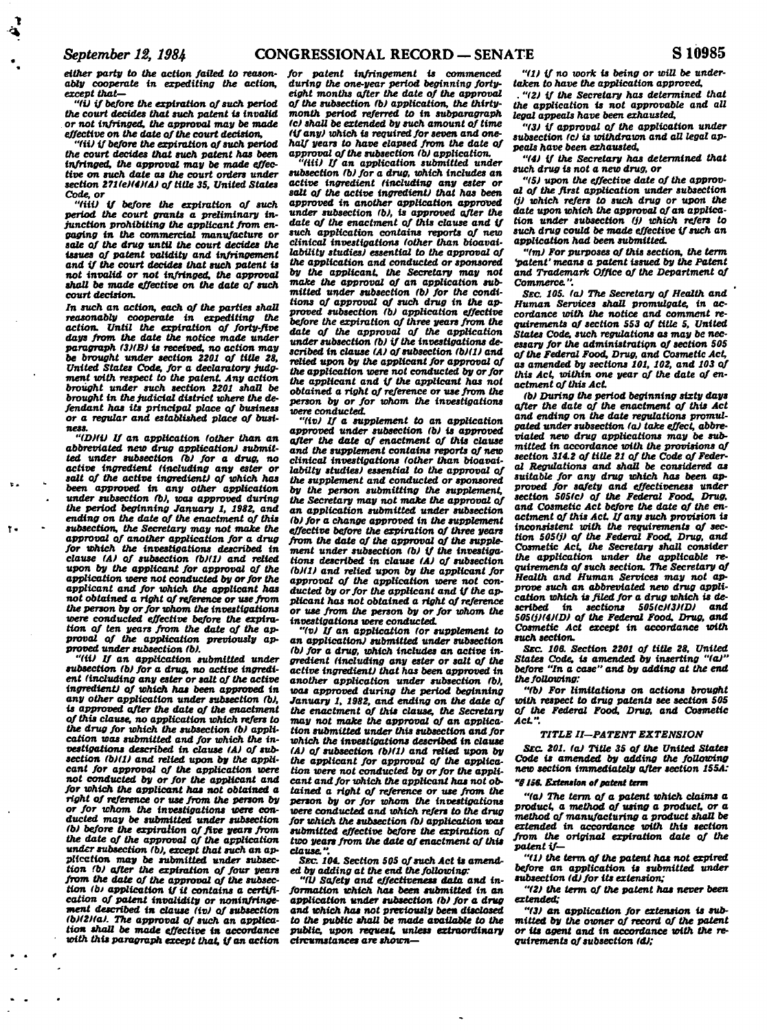either party to the action failed to reasonably cooperate in expediting the action, except that—

"(i) if before the expiration of such period the court decides that such patent is invalid or not infringed, the approval may be made effective on the date of the court decision,

"(ii) if before the expiration of such period the court decides that such patent has been infringed, the approval may be made effective on such date as the court orders under section 271(e)(4)(A) of title 35, United States Code, or

"(iii) if before the expiration of such period the court grants a preliminary injunction prohibiting the applicant from engaging in the commercial manufacture or sale of the drug until the court decides the issues of patent validity and infringement and if the court decides that such patent is not invalid or not infringed, the approval shall be made effective on the date of such court decision.

In such an action, each of the parties shall reasonably cooperate in expediting the action. Until the expiration of forty-five days from the date the notice made under paragraph (3)(B) is received, no action may be brought under section 2201 of title 28, United States Code, for a declaratory judgment with respect to the patent. Any action brought under such section 2201 shall be brought in the judicial district where the defendant has its principal place of business or a regular and established place of business.

"(D)(i) If an application (other than an abbreviated new drug application) submitted under subsection (b) for a drug, no active ingredient (including any ester or salt of the active ingredient) of which has been approved in any other application under subsection (b), was approved during the period beginning January 1, 1982, and ending on the date of the enactment of this subsection, the Secretary may not make the approval of another application for a drug for which the investigations described in clause (A) of subsection (b)(1) and relied upon by the applicant for approval of the application were not conducted by or for the applicant and for which the applicant has not obtained a right of reference or use from the person by or for whom the investigations were conducted effective before the expiration of ten years from the date of the approval of the application previously approved under subsection (b).

"(ii) If an application submitted under subsection (b) for a drug, no active ingredient (including any ester or salt of the active ingredient) of which has been approved in any other application under subsection (b), is approved after the date of the enactment of this clause, no application which refers to the drug for which the subsection (b) application was submitted and for which the investigations described in clause (A) of subsection (b)(1) and relied upon by the applicant for approval of the application were not conducted by or for the applicant and for which the applicant has not obtained a right of reference or use from the person by or for whom the investigations were conducted may be submitted under subsection (b) before the expiration of five years from the date of the approval of the application under subsection (b), except that such an application may be submitted under subsection (b) after the expiration of four years from the date of the approval of the subsection (b) application if it contains a certification of patent invalidity or noninfringement described in clause (iv) of subsection (b)(2)(A). The approval of such an application shall be made effective in accordance with this paragraph except that, if an action for patent infringement is commenced during the one-year period beginning forty-eight months after the date of the approval of the subsection (b) application, the thirty-month period referred to in subparagraph (C) shall be extended by such amount of time (if any) which is required for seven and one-half years to have elapsed from the date of approval of the subsection (b) application.

"(iii) If an application submitted under subsection (b) for a drug, which includes an active ingredient (including any ester or salt of the active ingredient) that has been approved in another application approved under subsection (b), is approved after the date of the enactment of this clause and if such application contains reports of new clinical investigations (other than bioavailability studies) essential to the approval of the application and conducted or sponsored by the applicant, the Secretary may not make the approval of an application submitted under subsection (b) for the conditions of approval of such drug in the approved subsection (b) application effective before the expiration of three years from the date of the approval of the application under subsection (b) if the investigations described in clause (A) of subsection (b)(1) and relied upon by the applicant for approval of the application were not conducted by or for the applicant and if the applicant has not obtained a right of reference or use from the person by or for whom the investigations were conducted.

"(iv) If a supplement to an application approved under subsection (b) is approved after the date of enactment of this clause and the supplement contains reports of new clinical investigations (other than bioavailability studies) essential to the approval of the supplement and conducted or sponsored by the person submitting the supplement, the Secretary may not make the approval of an application submitted under subsection (b) for a change approved in the supplement effective before the expiration of three years from the date of the approval of the supplement under subsection (b) if the investigations described in clause (A) of subsection (b)(1) and relied upon by the applicant for approval of the application were not conducted by or for the applicant and if the applicant has not obtained a right of reference or use from the person by or for whom the investigations were conducted.

"(v) If an application (or supplement to an application) submitted under subsection (b) for a drug, which includes an active ingredient (including any ester or salt of the active ingredient) that has been approved in another application under subsection (b), was approved during the period beginning January 1, 1982, and ending on the date of the enactment of this clause, the Secretary may not make the approval of an application submitted under this subsection and for which the investigations described in clause (A) of subsection (b)(1) and relied upon by the applicant for approval of the application were not conducted by or for the applicant and for which the applicant has not obtained a right of reference or use from the person by or for whom the investigations were conducted and which refers to the drug for which the subsection (b) application was submitted effective before the expiration of two years from the date of enactment of this clause.".

SEC. 104. Section 505 of such Act is amended by adding at the end the following:

"(l) Safety and effectiveness data and information which has been submitted in an application under subsection (b) for a drug and which has not previously been disclosed to the public shall be made available to the public, upon request, unless extraordinary circumstances are shown—

"(1) if no work is being or will be undertaken to have the application approved,

"(2) if the Secretary has determined that the application is not approvable and all legal appeals have been exhausted,

"(3) if approval of the application under subsection (c) is withdrawn and all legal appeals have been exhausted,

"(4) if the Secretary has determined that such drug is not a new drug, or

"(5) upon the effective date of the approval of the first application under subsection (j) which refers to such drug or upon the date upon which the approval of an application under subsection (j) which refers to such drug could be made effective if such an application had been submitted.

"(m) For purposes of this section, the term 'patent' means a patent issued by the Patent and Trademark Office of the Department of Commerce.".

SEC. 105. (a) The Secretary of Health and Human Services shall promulgate, in accordance with the notice and comment requirements of section 553 of title 5, United States Code, such regulations as may be necessary for the administration of section 505 of the Federal Food, Drug, and Cosmetic Act, as amended by sections 101, 102, and 103 of this Act, within one year of the date of enactment of this Act.

(b) During the period beginning sixty days after the date of the enactment of this Act and ending on the date regulations promulgated under subsection (a) take effect, abbreviated new drug applications may be submitted in accordance with the provisions of section 314.2 of title 21 of the Code of Federal Regulations and shall be considered as suitable for any drug which has been approved for safety and effectiveness under section 505(c) of the Federal Food, Drug, and Cosmetic Act before the date of the enactment of this Act. If any such provision is inconsistent with the requirements of section 505(j) of the Federal Food, Drug, and Cosmetic Act, the Secretary shall consider the application under the applicable requirements of such section. The Secretary of Health and Human Services may not approve such an abbreviated new drug application which is filed for a drug which is described in sections 505(c)(3)(D) and 505(j)(4)(D) of the Federal Food, Drug, and Cosmetic Act except in accordance with such section.

SEC. 106. Section 2201 of title 28, United States Code, is amended by inserting "(a)" before "In a case" and by adding at the end the following:

"(b) For limitations on actions brought with respect to drug patents see section 505 of the Federal Food, Drug, and Cosmetic Act.".

## TITLE II—PATENT EXTENSION

SEC. 201. (a) Title 35 of the United States Code is amended by adding the following new section immediately after section 155A:

**"§ 156. Extension of patent term**

"(a) The term of a patent which claims a product, a method of using a product, or a method of manufacturing a product shall be extended in accordance with this section from the original expiration date of the patent if—

"(1) the term of the patent has not expired before an application is submitted under subsection (d) for its extension;

"(2) the term of the patent has never been extended;

"(3) an application for extension is submitted by the owner of record of the patent or its agent and in accordance with the requirements of subsection (d);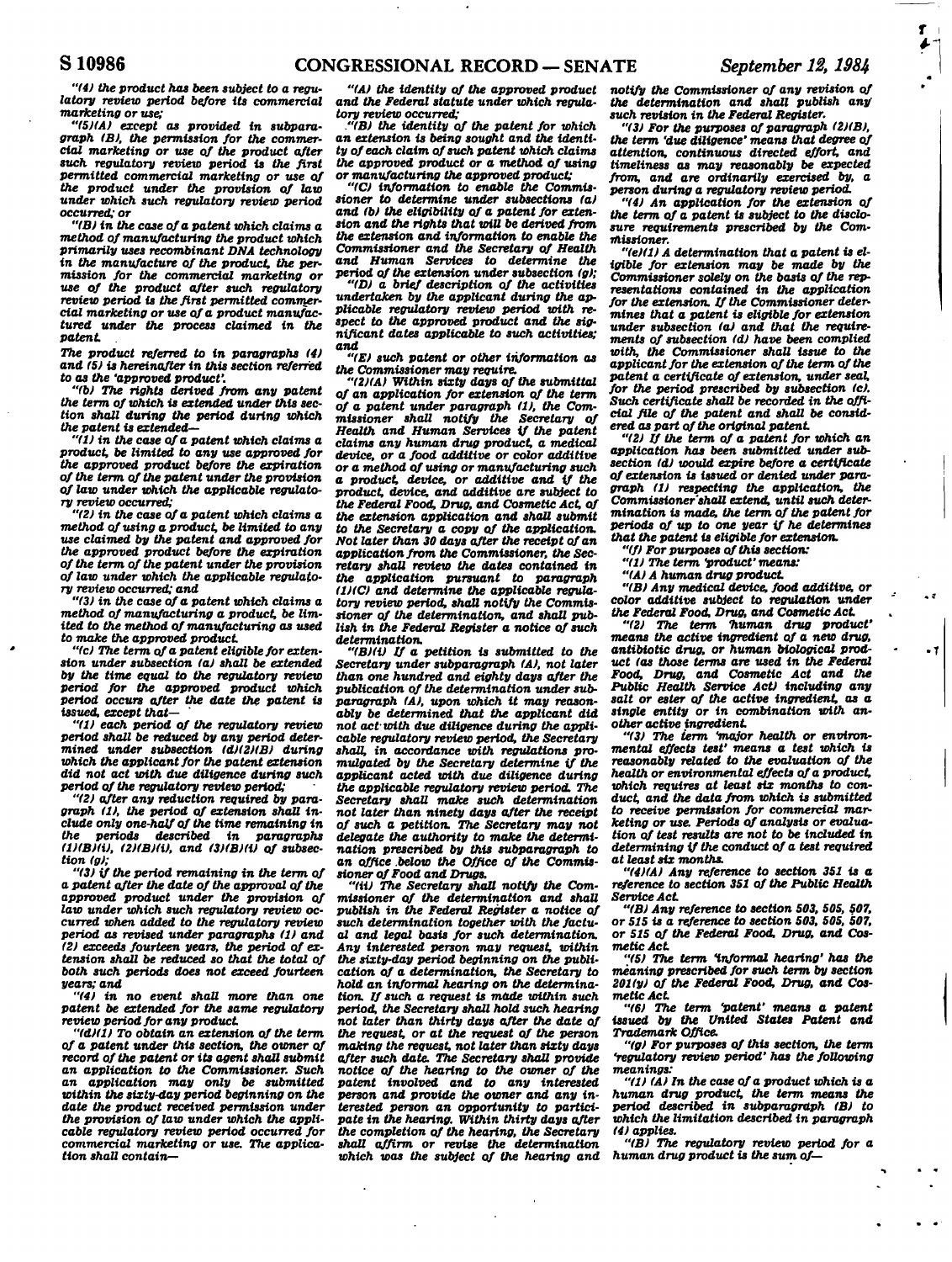"(4) the product has been subject to a regulatory review period before its commercial marketing or use;

"(5)(A) except as provided in subparagraph (B), the permission for the commercial marketing or use of the product after such regulatory review period is the first permitted commercial marketing or use of the product under the provision of law under which such regulatory review period occurred; or

"(B) in the case of a patent which claims a method of manufacturing the product which primarily uses recombinant DNA technology in the manufacture of the product, the permission for the commercial marketing or use of the product after such regulatory review period is the first permitted commercial marketing or use of a product manufactured under the process claimed in the patent.

The product referred to in paragraphs (4) and (5) is hereinafter in this section referred to as the 'approved product'.

"(b) The rights derived from any patent the term of which is extended under this section shall during the period during which the patent is extended—

"(1) in the case of a patent which claims a product, be limited to any use approved for the approved product before the expiration of the term of the patent under the provision of law under which the applicable regulatory review occurred;

"(2) in the case of a patent which claims a method of using a product, be limited to any use claimed by the patent and approved for the approved product before the expiration of the term of the patent under the provision of law under which the applicable regulatory review occurred; and

"(3) in the case of a patent which claims a method of manufacturing a product, be limited to the method of manufacturing as used to make the approved product.

"(c) The term of a patent eligible for extension under subsection (a) shall be extended by the time equal to the regulatory review period for the approved product which period occurs after the date the patent is issued, except that—

"(1) each period of the regulatory review period shall be reduced by any period determined under subsection (d)(2)(B) during which the applicant for the patent extension did not act with due diligence during such period of the regulatory review period;

"(2) after any reduction required by paragraph (1), the period of extension shall include only one-half of the time remaining in the periods described in paragraphs (1)(B)(i), (2)(B)(i), and (3)(B)(i) of subsection (g);

"(3) if the period remaining in the term of a patent after the date of the approval of the approved product under the provision of law under which such regulatory review occurred when added to the regulatory review period as revised under paragraphs (1) and (2) exceeds fourteen years, the period of extension shall be reduced so that the total of both such periods does not exceed fourteen years; and

"(4) in no event shall more than one patent be extended for the same regulatory review period for any product.

"(d)(1) To obtain an extension of the term of a patent under this section, the owner of record of the patent or its agent shall submit an application to the Commissioner. Such an application may only be submitted within the sixty-day period beginning on the date the product received permission under the provision of law under which the applicable regulatory review period occurred for commercial marketing or use. The application shall contain—

"(A) the identity of the approved product and the Federal statute under which regulatory review occurred;

"(B) the identity of the patent for which an extension is being sought and the identity of each claim of such patent which claims the approved product or a method of using or manufacturing the approved product;

"(C) information to enable the Commissioner to determine under subsections (a) and (b) the eligibility of a patent for extension and the rights that will be derived from the extension and information to enable the Commissioner and the Secretary of Health and Human Services to determine the period of the extension under subsection (g);

"(D) a brief description of the activities undertaken by the applicant during the applicable regulatory review period with respect to the approved product and the significant dates applicable to such activities; and

"(E) such patent or other information as the Commissioner may require.

"(2)(A) Within sixty days of the submittal of an application for extension of the term of a patent under paragraph (1), the Commissioner shall notify the Secretary of Health and Human Services if the patent claims any human drug product, a medical device, or a food additive or color additive or a method of using or manufacturing such a product, device, or additive and if the product, device, and additive are subject to the Federal Food, Drug, and Cosmetic Act, of the extension application and shall submit to the Secretary a copy of the application. Not later than 30 days after the receipt of an application from the Commissioner, the Secretary shall review the dates contained in the application pursuant to paragraph (1)(C) and determine the applicable regulatory review period, shall notify the Commissioner of the determination, and shall publish in the Federal Register a notice of such determination.

"(B)(i) If a petition is submitted to the Secretary under subparagraph (A), not later than one hundred and eighty days after the publication of the determination under subparagraph (A), upon which it may reasonably be determined that the applicant did not act with due diligence during the applicable regulatory review period, the Secretary shall, in accordance with regulations promulgated by the Secretary determine if the applicant acted with due diligence during the applicable regulatory review period. The Secretary shall make such determination not later than ninety days after the receipt of such a petition. The Secretary may not delegate the authority to make the determination prescribed by this subparagraph to an office below the Office of the Commissioner of Food and Drugs.

"(ii) The Secretary shall notify the Commissioner of the determination and shall publish in the Federal Register a notice of such determination together with the factual and legal basis for such determination. Any interested person may request, within the sixty-day period beginning on the publication of a determination, the Secretary to hold an informal hearing on the determination. If such a request is made within such period, the Secretary shall hold such hearing not later than thirty days after the date of the request, or at the request of the person making the request, not later than sixty days after such date. The Secretary shall provide notice of the hearing to the owner of the patent involved and to any interested person and provide the owner and any interested person an opportunity to participate in the hearing. Within thirty days after the completion of the hearing, the Secretary shall affirm or revise the determination which was the subject of the hearing and notify the Commissioner of any revision of the determination and shall publish any such revision in the Federal Register.

"(3) For the purposes of paragraph (2)(B), the term 'due diligence' means that degree of attention, continuous directed effort, and timeliness as may reasonably be expected from, and are ordinarily exercised by, a person during a regulatory review period.

"(4) An application for the extension of the term of a patent is subject to the disclosure requirements prescribed by the Commissioner.

"(e)(1) A determination that a patent is eligible for extension may be made by the Commissioner solely on the basis of the representations contained in the application for the extension. If the Commissioner determines that a patent is eligible for extension under subsection (a) and that the requirements of subsection (d) have been complied with, the Commissioner shall issue to the applicant for the extension of the term of the patent a certificate of extension, under seal, for the period prescribed by subsection (c). Such certificate shall be recorded in the official file of the patent and shall be considered as part of the original patent.

"(2) If the term of a patent for which an application has been submitted under subsection (d) would expire before a certificate of extension is issued or denied under paragraph (1) respecting the application, the Commissioner shall extend, until such determination is made, the term of the patent for periods of up to one year if he determines that the patent is eligible for extension.

"(f) For purposes of this section:

"(1) The term 'product' means:

"(A) A human drug product.

"(B) Any medical device, food additive, or color additive subject to regulation under the Federal Food, Drug, and Cosmetic Act.

"(2) The term 'human drug product' means the active ingredient of a new drug, antibiotic drug, or human biological product (as those terms are used in the Federal Food, Drug, and Cosmetic Act and the Public Health Service Act) including any salt or ester of the active ingredient, as a single entity or in combination with another active ingredient.

"(3) The term 'major health or environmental effects test' means a test which is reasonably related to the evaluation of the health or environmental effects of a product, which requires at least six months to conduct, and the data from which is submitted to receive permission for commercial marketing or use. Periods of analysis or evaluation of test results are not to be included in determining if the conduct of a test required at least six months.

"(4)(A) Any reference to section 351 is a reference to section 351 of the Public Health Service Act.

"(B) Any reference to section 503, 505, 507, or 515 is a reference to section 503, 505, 507, or 515 of the Federal Food, Drug, and Cosmetic Act.

"(5) The term 'informal hearing' has the meaning prescribed for such term by section 201(y) of the Federal Food, Drug, and Cosmetic Act.

"(6) The term 'patent' means a patent issued by the United States Patent and Trademark Office.

"(g) For purposes of this section, the term 'regulatory review period' has the following meanings:

"(1)(A) In the case of a product which is a human drug product, the term means the period described in subparagraph (B) to which the limitation described in paragraph (4) applies.

"(B) The regulatory review period for a human drug product is the sum of—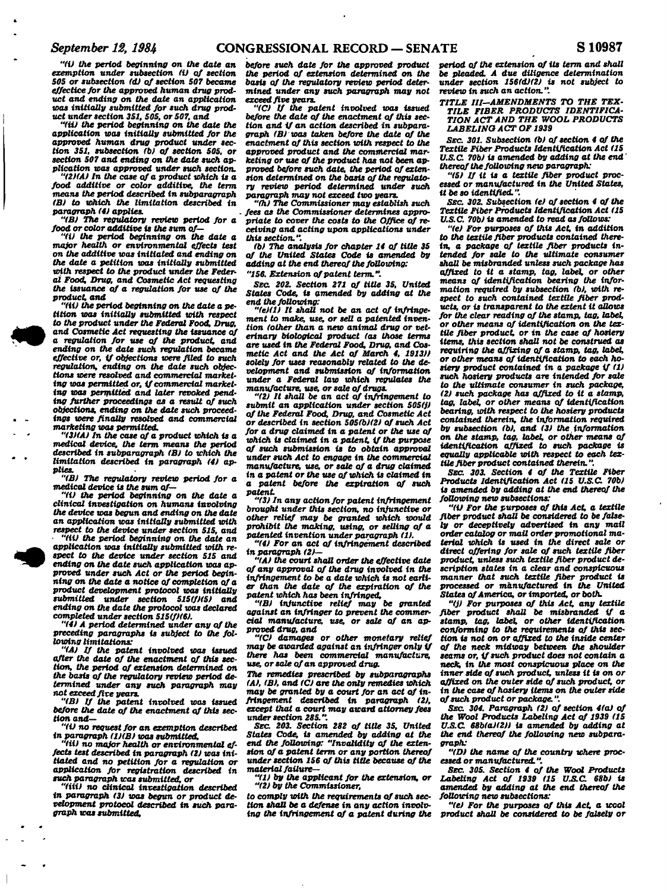"(i) the period beginning on the date an exemption under subsection (i) of section 505 or subsection (d) of section 507 became effective for the approved human drug product and ending on the date an application was initially submitted for such drug product under section 351, 505, or 507, and

"(ii) the period beginning on the date the application was initially submitted for the approved human drug product under section 351, subsection (b) of section 505, or section 507 and ending on the date such application was approved under such section.

"(2)(A) In the case of a product which is a food additive or color additive, the term means the period described in subparagraph (B) to which the limitation described in paragraph (4) applies.

"(B) The regulatory review period for a food or color additive is the sum of—

"(i) the period beginning on the date a major health or environmental effects test on the additive was initiated and ending on the date a petition was initially submitted with respect to the product under the Federal Food, Drug, and Cosmetic Act requesting the issuance of a regulation for use of the product, and

"(ii) the period beginning on the date a petition was initially submitted with respect to the product under the Federal Food, Drug, and Cosmetic Act requesting the issuance of a regulation for use of the product, and ending on the date such regulation became effective or, if objections were filed to such regulation, ending on the date such objections were resolved and commercial marketing was permitted or, if commercial marketing was permitted and later revoked pending further proceedings as a result of such objections, ending on the date such proceedings were finally resolved and commercial marketing was permitted.

"(3)(A) In the case of a product which is a medical device, the term means the period described in subparagraph (B) to which the limitation described in paragraph (4) applies.

"(B) The regulatory review period for a medical device is the sum of—

"(i) the period beginning on the date a clinical investigation on humans involving the device was begun and ending on the date an application was initially submitted with respect to the device under section 515, and

"(ii) the period beginning on the date an application was initially submitted with respect to the device under section 515 and ending on the date such application was approved under such Act or the period beginning on the date a notice of completion of a product development protocol was initially submitted under section 515(f)(5) and ending on the date the protocol was declared completed under section 515(f)(6).

"(4) A period determined under any of the preceding paragraphs is subject to the following limitations:

"(A) If the patent involved was issued after the date of the enactment of this section, the period of extension determined on the basis of the regulatory review period determined under any such paragraph may not exceed five years.

"(B) If the patent involved was issued before the date of the enactment of this section and—

"(i) no request for an exemption described in paragraph (1)(B) was submitted,

"(ii) no major health or environmental effects test described in paragraph (2) was initiated and no petition for a regulation or application for registration described in such paragraph was submitted, or

"(iii) no clinical investigation described in paragraph (3) was begun or product development protocol described in such paragraph was submitted,

before such date for the approved product the period of extension determined on the basis of the regulatory review period determined under any such paragraph may not exceed five years.

"(C) If the patent involved was issued before the date of the enactment of this section and if an action described in subparagraph (B) was taken before the date of the enactment of this section with respect to the approved product and the commercial marketing or use of the product has not been approved before such date, the period of extension determined on the basis of the regulatory review period determined under such paragraph may not exceed two years.

"(h) The Commissioner may establish such fees as the Commissioner determines appropriate to cover the costs to the Office of receiving and acting upon applications under this section.".

(b) The analysis for chapter 14 of title 35 of the United States Code is amended by adding at the end thereof the following:

"156. Extension of patent term.".

SEC. 202. Section 271 of title 35, United States Code, is amended by adding at the end the following:

"(e)(1) It shall not be an act of infringement to make, use, or sell a patented invention (other than a new animal drug or veterinary biological product (as those terms are used in the Federal Food, Drug, and Cosmetic Act and the Act of March 4, 1913)) solely for uses reasonably related to the development and submission of information under a Federal law which regulates the manufacture, use, or sale of drugs.

"(2) It shall be an act of infringement to submit an application under section 505(j) of the Federal Food, Drug, and Cosmetic Act or described in section 505(b)(2) of such Act for a drug claimed in a patent or the use of which is claimed in a patent, if the purpose of such submission is to obtain approval under such Act to engage in the commercial manufacture, use, or sale of a drug claimed in a patent or the use of which is claimed in a patent before the expiration of such patent.

"(3) In any action for patent infringement brought under this section, no injunctive or other relief may be granted which would prohibit the making, using, or selling of a patented invention under paragraph (1).

"(4) For an act of infringement described in paragraph (2)—

"(A) the court shall order the effective date of any approval of the drug involved in the infringement to be a date which is not earlier than the date of the expiration of the patent which has been infringed,

"(B) injunctive relief may be granted against an infringer to prevent the commercial manufacture, use, or sale of an approved drug, and

"(C) damages or other monetary relief may be awarded against an infringer only if there has been commercial manufacture, use, or sale of an approved drug.

The remedies prescribed by subparagraphs (A), (B), and (C) are the only remedies which may be granted by a court for an act of infringement described in paragraph (2), except that a court may award attorney fees under section 285.".

SEC. 203. Section 282 of title 35, United States Code, is amended by adding at the end the following: "Invalidity of the extension of a patent term or any portion thereof under section 156 of this title because of the material failure—

"(1) by the applicant for the extension, or

"(2) by the Commissioner,

to comply with the requirements of such section shall be a defense in any action involving the infringement of a patent during the period of the extension of its term and shall be pleaded. A due diligence determination under section 156(d)(2) is not subject to review in such an action.".

## TITLE III—AMENDMENTS TO THE TEXTILE FIBER PRODUCTS IDENTIFICATION ACT AND THE WOOL PRODUCTS LABELING ACT OF 1939

SEC. 301. Subsection (b) of section 4 of the Textile Fiber Products Identification Act (15 U.S.C. 70b) is amended by adding at the end thereof the following new paragraph:

"(5) If it is a textile fiber product processed or manufactured in the United States, it be so identified.".

SEC. 302. Subsection (e) of section 4 of the Textile Fiber Products Identification Act (15 U.S.C. 70b) is amended to read as follows:

"(e) For purposes of this Act, in addition to the textile fiber products contained therein, a package of textile fiber products intended for sale to the ultimate consumer shall be misbranded unless such package has affixed to it a stamp, tag, label, or other means of identification bearing the information required by subsection (b), with respect to such contained textile fiber products, or is transparent to the extent it allows for the clear reading of the stamp, tag, label, or other means of identification on the textile fiber product, or in the case of hosiery items, this section shall not be construed as requiring the affixing of a stamp, tag, label, or other means of identification to each hosiery product contained in a package if (1) such hosiery products are intended for sale to the ultimate consumer in such package, (2) such package has affixed to it a stamp, tag, label, or other means of identification bearing, with respect to the hosiery products contained therein, the information required by subsection (b), and (3) the information on the stamp, tag, label, or other means of identification affixed to such package is equally applicable with respect to each textile fiber product contained therein.".

SEC. 303. Section 4 of the Textile Fiber Products Identification Act (15 U.S.C. 70b) is amended by adding at the end thereof the following new subsections:

"(i) For the purposes of this Act, a textile fiber product shall be considered to be falsely or deceptively advertised in any mail order catalog or mail order promotional material which is used in the direct sale or direct offering for sale of such textile fiber product, unless such textile fiber product description states in a clear and conspicuous manner that such textile fiber product is processed or manufactured in the United States of America, or imported, or both.

"(j) For purposes of this Act, any textile fiber product shall be misbranded if a stamp, tag, label, or other identification conforming to the requirements of this section is not on or affixed to the inside center of the neck midway between the shoulder seams or, if such product does not contain a neck, in the most conspicuous place on the inner side of such product, unless it is on or affixed on the outer side of such product, or in the case of hosiery items on the outer side of such product or package.".

SEC. 304. Paragraph (2) of section 4(a) of the Wool Products Labeling Act of 1939 (15 U.S.C. 68b(a)(2)) is amended by adding at the end thereof the following new subparagraph:

"(D) the name of the country where processed or manufactured.".

SEC. 305. Section 4 of the Wool Products Labeling Act of 1939 (15 U.S.C. 68b) is amended by adding at the end thereof the following new subsections:

"(e) For the purposes of this Act, a wool product shall be considered to be falsely or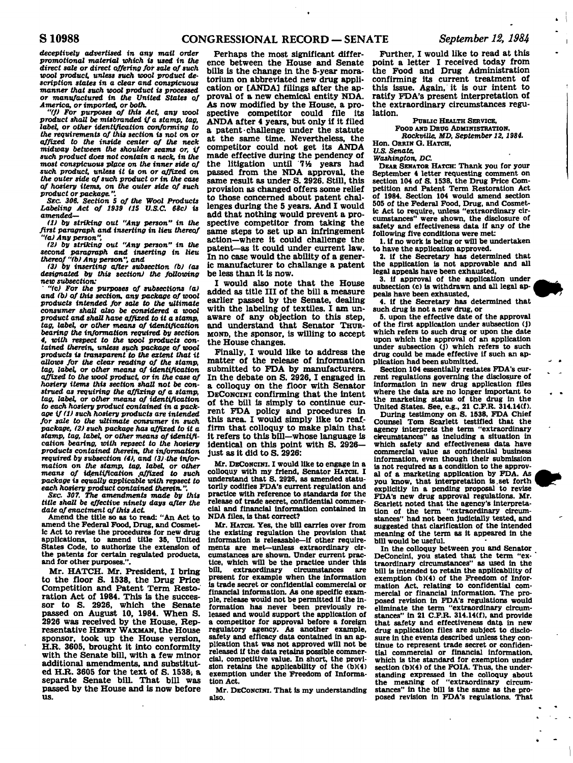*deceptively advertised in any mail order promotional material which is used in the direct sale or direct offering for sale of such wool product, unless such wool product description states in a clear and conspicuous manner that such wool product is processed or manufactured in the United States of America, or imported, or both.*

*"(f) For purposes of this Act, any wool product shall be misbranded if a stamp, tag, label, or other identification conforming to the requirements of this section is not on or affixed to the inside center of the neck midway between the shoulder seams or, if such product does not contain a neck, in the most conspicuous place on the inner side of such product, unless it is on or affixed on the outer side of such product or in the case of hosiery items, on the outer side of such product or package.".*

*SEC. 306. Section 5 of the Wool Products Labeling Act of 1939 (15 U.S.C. 68c) is amended—*

*(1) by striking out "Any person" in the first paragraph and inserting in lieu thereof "(a) Any person",*

*(2) by striking out "Any person" in the second paragraph and inserting in lieu thereof "(b) Any person", and*

*(3) by inserting after subsection (b) (as designated by this section) the following new subsection:*

*"(c) For the purposes of subsections (a) and (b) of this section, any package of wool products intended for sale to the ultimate consumer shall also be considered a wool product and shall have affixed to it a stamp, tag, label, or other means of identification bearing the information required by section 4, with respect to the wool products contained therein, unless such package of wool products is transparent to the extent that it allows for the clear reading of the stamp, tag, label, or other means of identification affixed to the wool product, or in the case of hosiery items this section shall not be construed as requiring the affixing of a stamp, tag, label, or other means of identification to each hosiery product contained in a package if (1) such hosiery products are intended for sale to the ultimate consumer in such package, (2) such package has affixed to it a stamp, tag, label, or other means of identification bearing, with repsect to the hosiery products contained therein, the information required by subsection (4), and (3) the information on the stamp, tag, label, or other means of identification affixed to such package is equally applicable with repsect to each hosiery product contained therein.".*

*SEC. 307. The amendments made by this title shall be effective ninety days after the date of enactment of this Act.*

Amend the title so as to read: "An Act to amend the Federal Food, Drug, and Cosmetic Act to revise the procedures for new drug applications, to amend title 35, United States Code, to authorize the extension of the patents for certain regulated products, and for other purposes.".

Mr. HATCH. Mr. President, I bring to the floor S. 1538, the Drug Price Competition and Patent Term Restoration Act of 1984. This is the successor to S. 2926, which the Senate passed on August 10, 1984. When S. 2926 was received by the House, Representative HENRY WAXMAN, the House sponsor, took up the House version, H.R. 3605, brought it into conformity with the Senate bill, with a few minor additional amendments, and substituted H.R. 3605 for the text of S. 1538, a separate Senate bill. That bill was passed by the House and is now before us.

Perhaps the most significant difference between the House and Senate bills is the change in the 5-year moratorium on abbreviated new drug application or [ANDA] filings after the approval of a new chemical entity NDA. As now modified by the House, a prospective competitor could file its ANDA after 4 years, but only if it filed a patent challenge under the statute at the same time. Nevertheless, the competitor could not get its ANDA made effective during the pendency of the litigation until 7½ years had passed from the NDA approval, the same result as under S. 2926. Still, this provision as changed offers some relief to those concerned about patent challenges during the 5 years. And I would add that nothing would prevent a prospective competitor from taking the same steps to set up an infringement action—where it could challenge the patent—as it could under current law. In no case would the ability of a generic manufacturer to challange a patent be less than it is now.

I would also note that the House added as title III of the bill a measure earlier passed by the Senate, dealing with the labeling of textiles. I am unaware of any objection to this step, and understand that Senator THURMOND, the sponsor, is willing to accept the House changes.

Finally, I would like to address the matter of the release of information submitted to FDA by manufacturers. In the debate on S. 2926, I engaged in a colloquy on the floor with Senator DECONCINI confirming that the intent of the bill is simply to continue current FDA policy and procedures in this area. I would simply like to reaffirm that colloquy to make plain that it refers to this bill—whose language is identical on this point with S. 2926—just as it did to S. 2926:

Mr. DECONCINI. I would like to engage in a colloquy with my friend, Senator HATCH. I understand that S. 2926, as amended statutorily codifies FDA's current regulation and practice with reference to standards for the release of trade secret, confidential commercial and financial information contained in NDA files, is that correct?

Mr. HATCH. Yes, the bill carries over from the existing regulation the provision that information is releasable—if other requirements are met—unless extraordinary circumstances are shown. Under current practice, which will be the practice under this bill, extraordinary circumstances are present for example when the information is trade secret or confidential commercial or financial information. As one specific example, release would not be permitted if the information has never been previously released and would support the application of a competitor for approval before a foreign regulatory agency. As another example, safety and efficacy data contained in an application that was not approved will not be released if the data retains possible commercial, competitive value. In short, the provision retains the applicability of the (b)(4) exemption under the Freedom of Information Act.

Mr. DECONCINI. That is my understanding also.

Further, I would like to read at this point a letter I received today from the Food and Drug Administration confirming its current treatment of this issue. Again, it is our intent to ratify FDA's present interpretation of the extraordinary circumstances regulation.

PUBLIC HEALTH SERVICE,
FOOD AND DRUG ADMINISTRATION,
*Rockville, MD, September 12, 1984.*

Hon. ORRIN G. HATCH,
*U.S. Senate,*
*Washington, DC.*

DEAR SENATOR HATCH: Thank you for your September 4 letter requesting comment on section 104 of S. 1538, the Drug Price Competition and Patent Term Restoration Act of 1984. Section 104 would amend section 505 of the Federal Food, Drug, and Cosmetic Act to require, unless "extraordinary circumstances" were shown, the disclosure of safety and effectiveness data if any of the following five conditions were met:

1. if no work is being or will be undertaken to have the application approved.
2. if the Secretary has determined that the application is not approvable and all legal appeals have been exhausted,
3. if approval of the application under subsection (c) is withdrawn and all legal appeals have been exhausted,
4. if the Secretary has determined that such drug is not a new drug, or
5. upon the effective date of the approval of the first application under subsection (j) which refers to such drug or upon the date upon which the approval of an application under subsection (j) which refers to such drug could be made effective if such an application had been submitted.

Section 104 essentially restates FDA's current regulations governing the disclosure of information in new drug application files where the data are no longer important to the marketing status of the drug in the United States. See, e.g., 21 C.F.R. 314.14(f).

During testimony on S. 1538, FDA Chief Counsel Tom Scarlett testified that the agency interprets the term "extraordinary circumstances" as including a situation in which safety and effectiveness data have commercial value as confidential business information, even though their submission is not required as a condition to the approval of a marketing application by FDA. As you know, that interpretation is set forth explicitly in a pending proposal to revise FDA's new drug approval regulations. Mr. Scarlett noted that the agency's interpretation of the term "extraordinary circumstances" had not been judicially tested, and suggested that clarification of the intended meaning of the term as it appeared in the bill would be useful.

In the colloquy between you and Senator DeConcini, you stated that the term "extraordinary circumstances" as used in the bill is intended to retain the applicability of exemption (b)(4) of the Freedom of Information Act, relating to confidential commercial or financial information. The proposed revision in FDA's regulations would eliminate the term "extraordinary circumstances" in 21 C.F.R. 314.14(f), and provide that safety and effectiveness data in new drug application files are subject to disclosure in the events described unless they continue to represent trade secret or confidential commercial or financial information, which is the standard for exemption under section (b)(4) of the FOIA. Thus, the understanding expressed in the colloquy about the meaning of "extraordinary circumstances" in the bill is the same as the proposed revision in FDA's regulations. That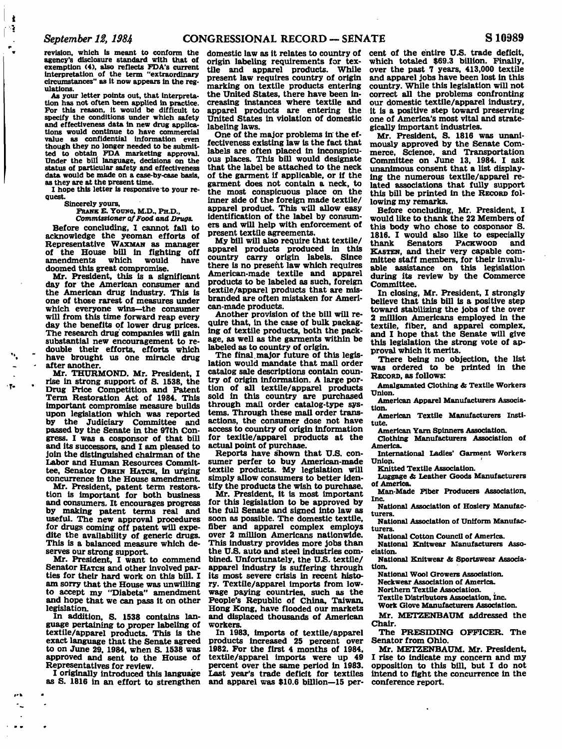revision, which is meant to conform the agency's disclosure standard with that of exemption (4), also reflects FDA's current interpretation of the term "extraordinary circumstances" as it now appears in the regulations.

As your letter points out, that interpretation has not often been applied in practice. For this reason, it would be difficult to specify the conditions under which safety and effectiveness data in new drug applications would continue to have commercial value as confidential information even though they no longer needed to be submitted to obtain FDA marketing approval. Under the bill language, decisions on the status of particular safety and effectiveness data would be made on a case-by-case basis, as they are at the present time.

I hope this letter is responsive to your request.

Sincerely yours,

FRANK E. YOUNG, M.D., PH.D.,
*Commissioner of Food and Drugs.*

Before concluding, I cannot fail to acknowledge the yeoman efforts of Representative WAXMAN as manager of the House bill in fighting off amendments which would have doomed this great compromise.

Mr. President, this is a significant day for the American consumer and the American drug industry. This is one of those rarest of measures under which everyone wins—the consumer will from this time forward reap every day the benefits of lower drug prices. The research drug companies will gain substantial new encouragement to redouble their efforts, efforts which have brought us one miracle drug after another.

Mr. THURMOND. Mr. President, I rise in strong support of S. 1538, the Drug Price Competition and Patent Term Restoration Act of 1984. This important compromise measure builds upon legislation which was reported by the Judiciary Committee and passed by the Senate in the 97th Congress. I was a cosponsor of that bill and its successors, and I am pleased to join the distinguished chairman of the Labor and Human Resources Committee, Senator ORRIN HATCH, in urging concurrence in the House amendment.

Mr. President, patent term restoration is important for both business and consumers. It encourages progress by making patent terms real and useful. The new approval procedures for drugs coming off patent will expedite the availability of generic drugs. This is a balanced measure which deserves our strong support.

Mr. President, I want to commend Senator HATCH and other involved parties for their hard work on this bill. I am sorry that the House was unwilling to accept my "Diabeta" amendment and hope that we can pass it on other legislation.

In addition, S. 1538 contains language pertaining to proper labeling of textile/apparel products. This is the exact language that the Senate agreed to on June 29, 1984, when S. 1538 was approved and sent to the House of Representatives for review.

I originally introduced this language as S. 1816 in an effort to strengthen domestic law as it relates to country of origin labeling requirements for textile and apparel products. While present law requires country of origin marking on textile products entering the United States, there have been increasing instances where textile and apparel products are entering the United States in violation of domestic labeling laws.

One of the major problems in the effectiveness existing law is the fact that labels are often placed in inconspicuous places. This bill would designate that the label be attached to the neck of the garment if applicable, or if the garment does not contain a neck, to the most conspicuous place on the inner side of the foreign made textile/apparel product. This will allow easy identification of the label by consumers and will help with enforcement of present textile agreements.

My bill will also require that textile/apparel products produced in this country carry origin labels. Since there is no present law which requires American-made textile and apparel products to be labeled as such, foreign textile/apparel products that are misbranded are often mistaken for American-made products.

Another provision of the bill will require that, in the case of bulk packaging of textile products, both the package, as well as the garments within be labeled as to country of origin.

The final major future of this legislation would mandate that mail order catalog sale descriptions contain country of origin information. A large portion of all textile/apparel products sold in this country are purchased through mail order catalog-type systems. Through these mail order transactions, the consumer dose not have access to country of origin information for textile/apparel products at the actual point of purchase.

Reports have shown that U.S. consumer perfer to buy American-made textile products. My legislation will simply allow consumers to better identify the products the wish to purchase.

Mr. President, it is most important for this legislation to be approved by the full Senate and signed into law as soon as possible. The domestic textile, fiber and apparel complex employs over 2 million Americans nationwide. This industry provides more jobs than the U.S. auto and steel industries combined. Unfortunately, the U.S. textile/apparel industry is suffering through its most severe crisis in recent history. Textile/apparel imports from low-wage paying countries, such as the People's Republic of China, Taiwan, Hong Kong, have flooded our markets and displaced thousands of American workers.

In 1983, imports of textile/apparel products increased 25 percent over 1982. For the first 4 months of 1984, textile/apparel imports were up 49 percent over the same period in 1983. Last year's trade deficit for textiles and apparel was $10.6 billion—15 percent of the entire U.S. trade deficit, which totaled $69.3 billion. Finally, over the past 7 years, 413,000 textile and apparel jobs have been lost in this country. While this legislation will not correct all the problems confronting our domestic textile/apparel industry, it is a positive step toward preserving one of America's most vital and strategically important industries.

Mr. President, S. 1816 was unanimously approved by the Senate Commerce, Science, and Transportation Committee on June 13, 1984. I ask unanimous consent that a list displaying the numerous textile/apparel related associations that fully support this bill be printed in the RECORD following my remarks.

Before concluding, Mr. President, I would like to thank the 22 Members of this body who chose to cosponsor S. 1816. I would also like to especially thank Senators PACKWOOD and KASTEN, and their very capable committee staff members, for their invaluable assistance on this legislation during its review by the Commerce Committee.

In closing, Mr. President, I strongly believe that this bill is a positive step toward stabilizing the jobs of the over 2 million Americans employed in the textile, fiber, and apparel complex, and I hope that the Senate will give this legislation the strong vote of approval which it merits.

There being no objection, the list was ordered to be printed in the RECORD, as follows:

Amalgamated Clothing & Textile Workers Union.

American Apparel Manufacturers Association.

American Textile Manufacturers Institute.

American Yarn Spinners Association.

Clothing Manufacturers Association of America.

International Ladies' Garment Workers Union.

Knitted Textile Association.

Luggage & Leather Goods Manufacturers of America.

Man-Made Fiber Producers Association, Inc.

National Association of Hosiery Manufacturers.

National Association of Uniform Manufacturers.

National Cotton Council of America.

National Knitwear Manufacturers Association.

National Knitwear & Sportswear Association.

National Wool Growers Association.

Neckwear Association of America.

Northern Textile Association.

Textile Distributors Association, Inc.

Work Glove Manufacturers Association.

Mr. METZENBAUM addressed the Chair.

The PRESIDING OFFICER. The Senator from Ohio.

Mr. METZENBAUM. Mr. President, I rise to indicate my concern and my opposition to this bill, but I do not intend to fight the concurrence in the conference report.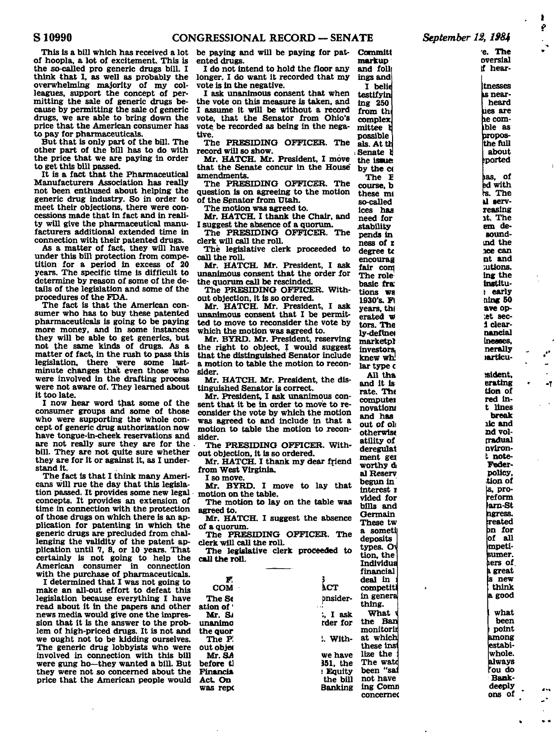This is a bill which has received a lot of hoopla, a lot of excitement. This is the so-called pro generic drugs bill. I think that I, as well as probably the overwhelming majority of my colleagues, support the concept of permitting the sale of generic drugs because by permitting the sale of generic drugs, we are able to bring down the price that the American consumer has to pay for pharmaceuticals.

But that is only part of the bill. The other part of the bill has to do with the price that we are paying in order to get this bill passed.

It is a fact that the Pharmaceutical Manufacturers Association has really not been enthused about helping the generic drug industry. So in order to meet their objections, there were concessions made that in fact and in reality will give the pharmaceutical manufacturers additional extended time in connection with their patented drugs.

As a matter of fact, they will have under this bill protection from competition for a period in excess of 20 years. The specific time is difficult to determine by reason of some of the details of the legislation and some of the procedures of the FDA.

The fact is that the American consumer who has to buy these patented pharmaceuticals is going to be paying more money, and in some instances they will be able to get generics, but not the same kinds of drugs. As a matter of fact, in the rush to pass this legislation, there were some last-minute changes that even those who were involved in the drafting process were not aware of. They learned about it too late.

I now hear word that some of the consumer groups and some of those who were supporting the whole concept of generic drug authorization now have tongue-in-cheek reservations and are not really sure they are for the bill. They are not quite sure whether they are for it or against it, as I understand it.

The fact is that I think many Americans will rue the day that this legislation passed. It provides some new legal concepts. It provides an extension of time in connection with the protection of those drugs on which there is an application for patenting in which the generic drugs are precluded from challenging the validity of the patent application until 7, 8, or 10 years. That certainly is not going to help the American consumer in connection with the purchase of pharmaceuticals.

I determined that I was not going to make an all-out effort to defeat this legislation because everything I have read about it in the papers and other news media would give one the impression that it is the answer to the problem of high-priced drugs. It is not and we ought not to be kidding ourselves. The generic drug lobbyists who were involved in connection with this bill were gung ho—they wanted a bill. But they were not so concerned about the price that the American people would be paying and will be paying for patented drugs.

I do not intend to hold the floor any longer. I do want it recorded that my vote is in the negative.

I ask unanimous consent that when the vote on this measure is taken, and I assume it will be without a record vote, that the Senator from Ohio's vote be recorded as being in the negative.

The PRESIDING OFFICER. The record will so show.

Mr. HATCH. Mr. President, I move that the Senate concur in the House amendments.

The PRESIDING OFFICER. The question is on agreeing to the motion of the Senator from Utah.

The motion was agreed to.

Mr. HATCH. I thank the Chair, and I suggest the absence of a quorum.

The PRESIDING OFFICER. The clerk will call the roll.

The legislative clerk proceeded to call the roll.

Mr. HATCH. Mr. President, I ask unanimous consent that the order for the quorum call be rescinded.

The PRESIDING OFFICER. Without objection, it is so ordered.

Mr. HATCH. Mr. President, I ask unanimous consent that I be permitted to move to reconsider the vote by which the motion was agreed to.

Mr. BYRD. Mr. President, reserving the right to object, I would suggest that the distinguished Senator include a motion to table the motion to reconsider.

Mr. HATCH. Mr. President, the distinguished Senator is correct.

Mr. President, I ask unanimous consent that it be in order to move to reconsider the vote by which the motion was agreed to and include in that a motion to table the motion to reconsider.

The PRESIDING OFFICER. Without objection, it is so ordered.

Mr. HATCH. I thank my dear friend from West Virginia.

I so move.

Mr. BYRD. I move to lay that motion on the table.

The motion to lay on the table was agreed to.

Mr. HATCH. I suggest the absence of a quorum.

The PRESIDING OFFICER. The clerk will call the roll.

The legislative clerk proceeded to call the roll.

F… COM… …ACT

The Se… …onsideration of …

Mr. SA… …, I ask unanimo… …rder for the quor…

The P… …. Without objec…

Mr. SA… …we have before t… …351, the Financia… … Equity Act. On … the bill was repo… …Banking

Committ… markup … and foll… ings and…

I belie… testifyin… ing 250 … from th… complex… mittee … possible … als. At th… Senate … the issue… by the c…

The … course, b… these m… so-called … ices has… need for … stability … pends in … ness of … degree t… encourag… fair com… The role… basic fra… tions wa… 1930's. F… years, th… erated w… tors. The… ly-define… marketpl… investors… knew wh… lar type …

All tha… and it is… rate. The… compute… novation… and has… out of ol… otherwis… atility of … deregulat… ment ge… worthy d… al Reserv… begun in… interest … vided for… bills and… Germain… These tw… a someti… deposits … types. O… tion, the… Individu… financial… deal in … competit… in genera… thing.

What … the Ban… monitori… at which… these ins… lize the … The wat… been "sa… not have… ing Com… concerne…

…e. The …oversial …f hear-

…tnesses …s near- … heard …ies are …he com- …ble as …propos- …the full … about …ported

…as, of …ed with …s. The …l serv- …reasing …t. The …em de- …sound- …nd the …ce can …nt and …tions. …ing the …institu- … early …ning 50 …ave op- …et sec- … clear- …nancial …nesses, …nerally …articu-

…sident, …erating …tion of …red in- …t lines … break …ic and …nd vol- …radual …nviron- …t note- …Feder- …policy, …tion of …s, pro- …reform …arn-St …ngress. …reated …n for …of all …mpeti- …sumer. …ers of … great …s new … think … good

… what … been … point …among …establi- …whole. …always …You do … Bank- … deeply …ons of